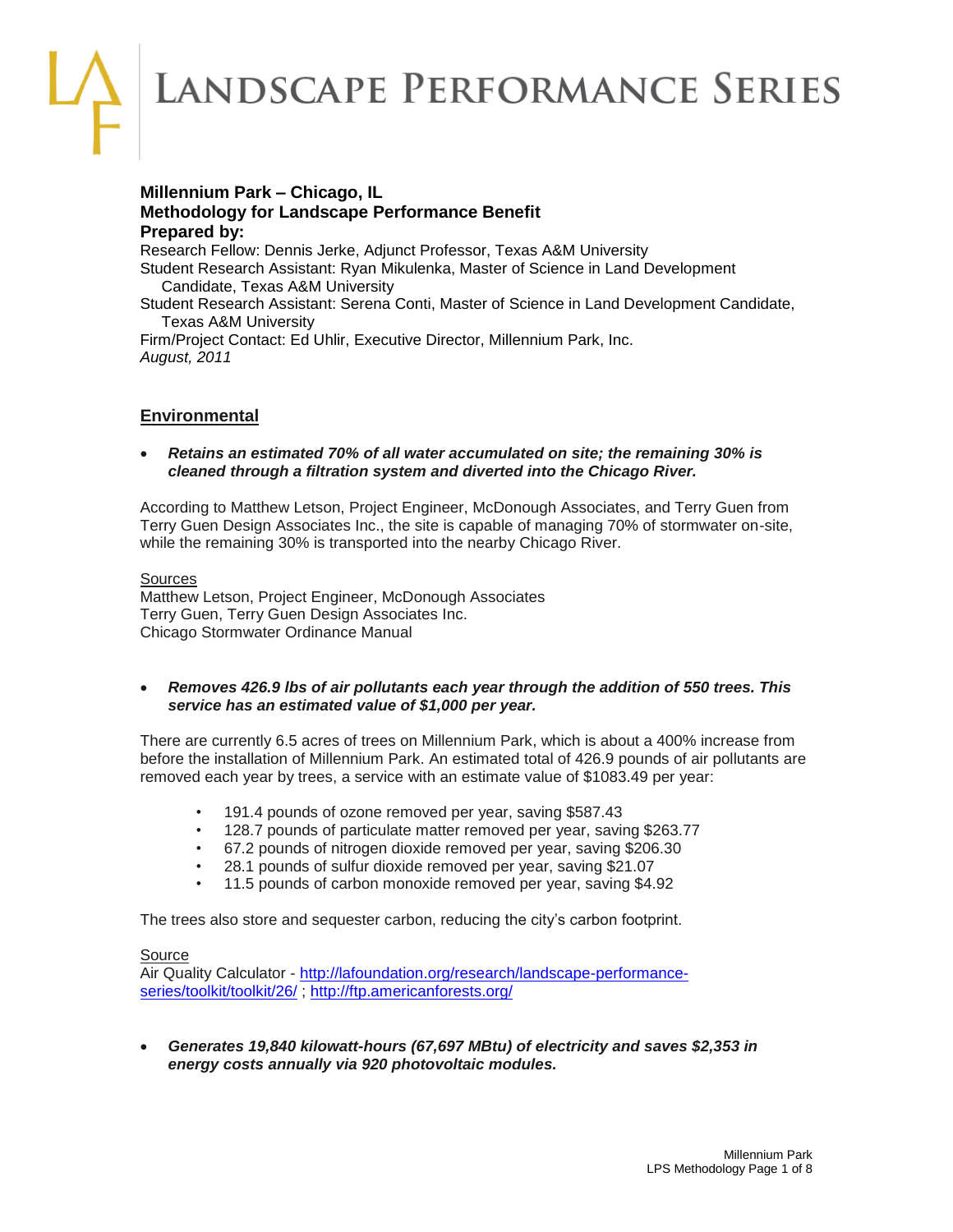# LANDSCAPE PERFORMANCE SERIES

**Millennium Park – Chicago, IL**
**Methodology for Landscape Performance Benefit**
**Prepared by:**
Research Fellow: Dennis Jerke, Adjunct Professor, Texas A&M University
Student Research Assistant: Ryan Mikulenka, Master of Science in Land Development Candidate, Texas A&M University
Student Research Assistant: Serena Conti, Master of Science in Land Development Candidate, Texas A&M University
Firm/Project Contact: Ed Uhlir, Executive Director, Millennium Park, Inc.
*August, 2011*

## Environmental

- ***Retains an estimated 70% of all water accumulated on site; the remaining 30% is cleaned through a filtration system and diverted into the Chicago River.***

According to Matthew Letson, Project Engineer, McDonough Associates, and Terry Guen from Terry Guen Design Associates Inc., the site is capable of managing 70% of stormwater on-site, while the remaining 30% is transported into the nearby Chicago River.

Sources
Matthew Letson, Project Engineer, McDonough Associates
Terry Guen, Terry Guen Design Associates Inc.
Chicago Stormwater Ordinance Manual

- ***Removes 426.9 lbs of air pollutants each year through the addition of 550 trees. This service has an estimated value of $1,000 per year.***

There are currently 6.5 acres of trees on Millennium Park, which is about a 400% increase from before the installation of Millennium Park. An estimated total of 426.9 pounds of air pollutants are removed each year by trees, a service with an estimate value of $1083.49 per year:

- 191.4 pounds of ozone removed per year, saving $587.43
- 128.7 pounds of particulate matter removed per year, saving $263.77
- 67.2 pounds of nitrogen dioxide removed per year, saving $206.30
- 28.1 pounds of sulfur dioxide removed per year, saving $21.07
- 11.5 pounds of carbon monoxide removed per year, saving $4.92

The trees also store and sequester carbon, reducing the city's carbon footprint.

Source
Air Quality Calculator - http://lafoundation.org/research/landscape-performance-series/toolkit/toolkit/26/ ; http://ftp.americanforests.org/

- ***Generates 19,840 kilowatt-hours (67,697 MBtu) of electricity and saves $2,353 in energy costs annually via 920 photovoltaic modules.***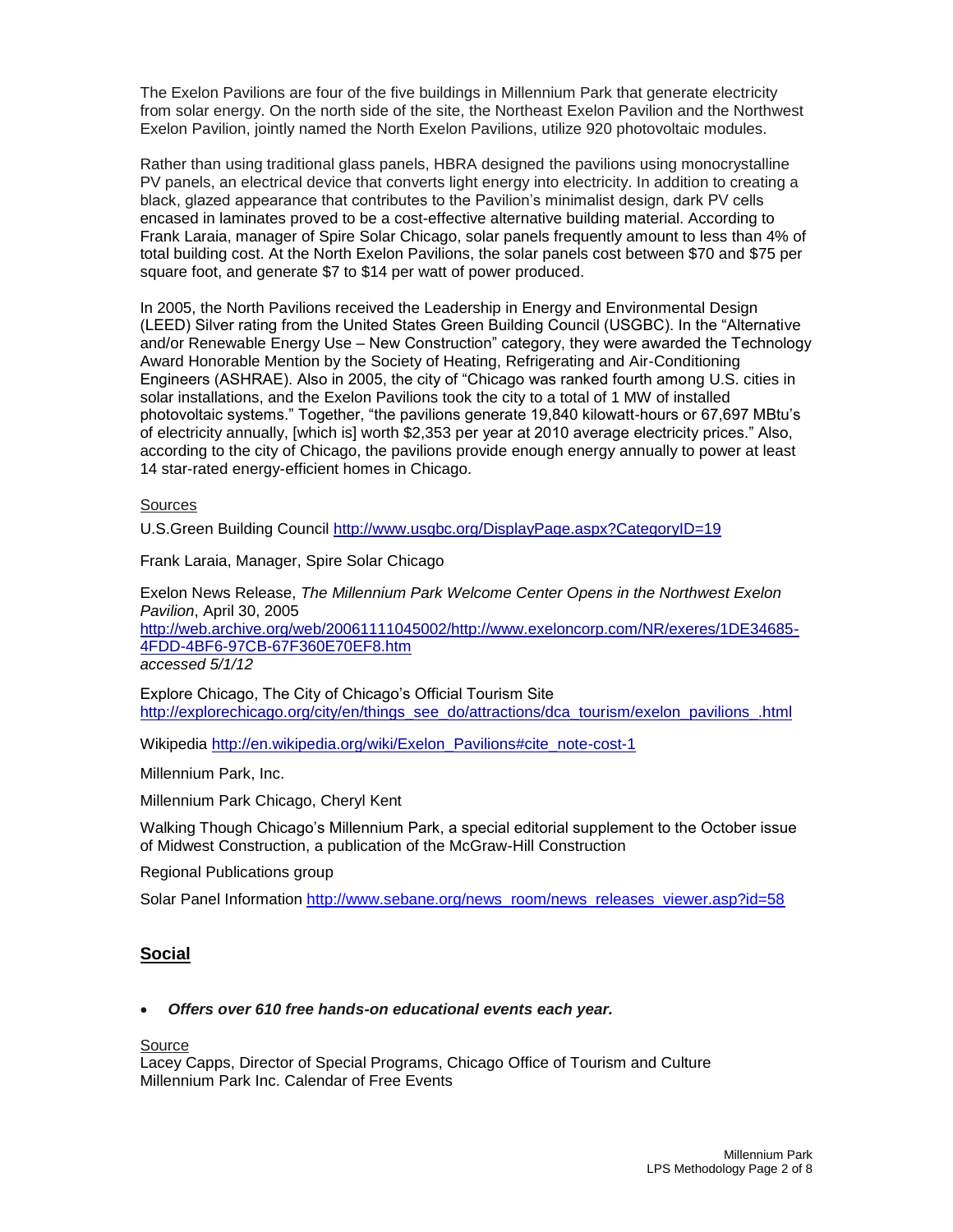The Exelon Pavilions are four of the five buildings in Millennium Park that generate electricity from solar energy. On the north side of the site, the Northeast Exelon Pavilion and the Northwest Exelon Pavilion, jointly named the North Exelon Pavilions, utilize 920 photovoltaic modules.

Rather than using traditional glass panels, HBRA designed the pavilions using monocrystalline PV panels, an electrical device that converts light energy into electricity. In addition to creating a black, glazed appearance that contributes to the Pavilion's minimalist design, dark PV cells encased in laminates proved to be a cost-effective alternative building material. According to Frank Laraia, manager of Spire Solar Chicago, solar panels frequently amount to less than 4% of total building cost. At the North Exelon Pavilions, the solar panels cost between $70 and $75 per square foot, and generate $7 to $14 per watt of power produced.

In 2005, the North Pavilions received the Leadership in Energy and Environmental Design (LEED) Silver rating from the United States Green Building Council (USGBC). In the "Alternative and/or Renewable Energy Use – New Construction" category, they were awarded the Technology Award Honorable Mention by the Society of Heating, Refrigerating and Air-Conditioning Engineers (ASHRAE). Also in 2005, the city of "Chicago was ranked fourth among U.S. cities in solar installations, and the Exelon Pavilions took the city to a total of 1 MW of installed photovoltaic systems." Together, "the pavilions generate 19,840 kilowatt-hours or 67,697 MBtu's of electricity annually, [which is] worth $2,353 per year at 2010 average electricity prices." Also, according to the city of Chicago, the pavilions provide enough energy annually to power at least 14 star-rated energy-efficient homes in Chicago.

Sources

U.S.Green Building Council http://www.usgbc.org/DisplayPage.aspx?CategoryID=19

Frank Laraia, Manager, Spire Solar Chicago

Exelon News Release, *The Millennium Park Welcome Center Opens in the Northwest Exelon Pavilion*, April 30, 2005
http://web.archive.org/web/20061111045002/http://www.exeloncorp.com/NR/exeres/1DE34685-4FDD-4BF6-97CB-67F360E70EF8.htm
*accessed 5/1/12*

Explore Chicago, The City of Chicago's Official Tourism Site
http://explorechicago.org/city/en/things_see_do/attractions/dca_tourism/exelon_pavilions_.html

Wikipedia http://en.wikipedia.org/wiki/Exelon_Pavilions#cite_note-cost-1

Millennium Park, Inc.

Millennium Park Chicago, Cheryl Kent

Walking Though Chicago's Millennium Park, a special editorial supplement to the October issue of Midwest Construction, a publication of the McGraw-Hill Construction

Regional Publications group

Solar Panel Information http://www.sebane.org/news_room/news_releases_viewer.asp?id=58

## Social

- ***Offers over 610 free hands-on educational events each year.***

Source
Lacey Capps, Director of Special Programs, Chicago Office of Tourism and Culture
Millennium Park Inc. Calendar of Free Events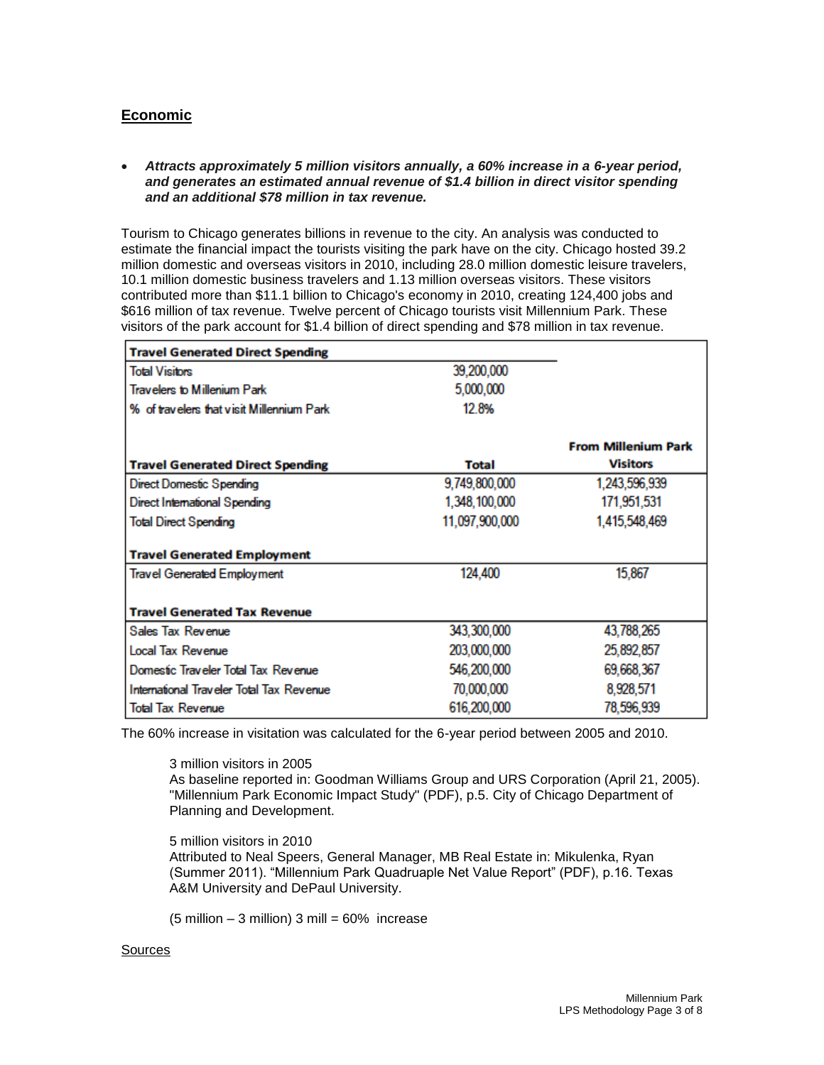## Economic

- ***Attracts approximately 5 million visitors annually, a 60% increase in a 6-year period, and generates an estimated annual revenue of $1.4 billion in direct visitor spending and an additional $78 million in tax revenue.***

Tourism to Chicago generates billions in revenue to the city. An analysis was conducted to estimate the financial impact the tourists visiting the park have on the city. Chicago hosted 39.2 million domestic and overseas visitors in 2010, including 28.0 million domestic leisure travelers, 10.1 million domestic business travelers and 1.13 million overseas visitors. These visitors contributed more than $11.1 billion to Chicago's economy in 2010, creating 124,400 jobs and $616 million of tax revenue. Twelve percent of Chicago tourists visit Millennium Park. These visitors of the park account for $1.4 billion of direct spending and $78 million in tax revenue.

| **Travel Generated Direct Spending** | | |
|---|---|---|
| Total Visitors | 39,200,000 | |
| Travelers to Millenium Park | 5,000,000 | |
| % of travelers that visit Millennium Park | 12.8% | |
| **Travel Generated Direct Spending** | **Total** | **From Millenium Park Visitors** |
| Direct Domestic Spending | 9,749,800,000 | 1,243,596,939 |
| Direct International Spending | 1,348,100,000 | 171,951,531 |
| Total Direct Spending | 11,097,900,000 | 1,415,548,469 |
| **Travel Generated Employment** | | |
| Travel Generated Employment | 124,400 | 15,867 |
| **Travel Generated Tax Revenue** | | |
| Sales Tax Revenue | 343,300,000 | 43,788,265 |
| Local Tax Revenue | 203,000,000 | 25,892,857 |
| Domestic Traveler Total Tax Revenue | 546,200,000 | 69,668,367 |
| International Traveler Total Tax Revenue | 70,000,000 | 8,928,571 |
| Total Tax Revenue | 616,200,000 | 78,596,939 |

The 60% increase in visitation was calculated for the 6-year period between 2005 and 2010.

> 3 million visitors in 2005
> As baseline reported in: Goodman Williams Group and URS Corporation (April 21, 2005). "Millennium Park Economic Impact Study" (PDF), p.5. City of Chicago Department of Planning and Development.
>
> 5 million visitors in 2010
> Attributed to Neal Speers, General Manager, MB Real Estate in: Mikulenka, Ryan (Summer 2011). "Millennium Park Quadruaple Net Value Report" (PDF), p.16. Texas A&M University and DePaul University.
>
> (5 million – 3 million) 3 mill = 60% increase

Sources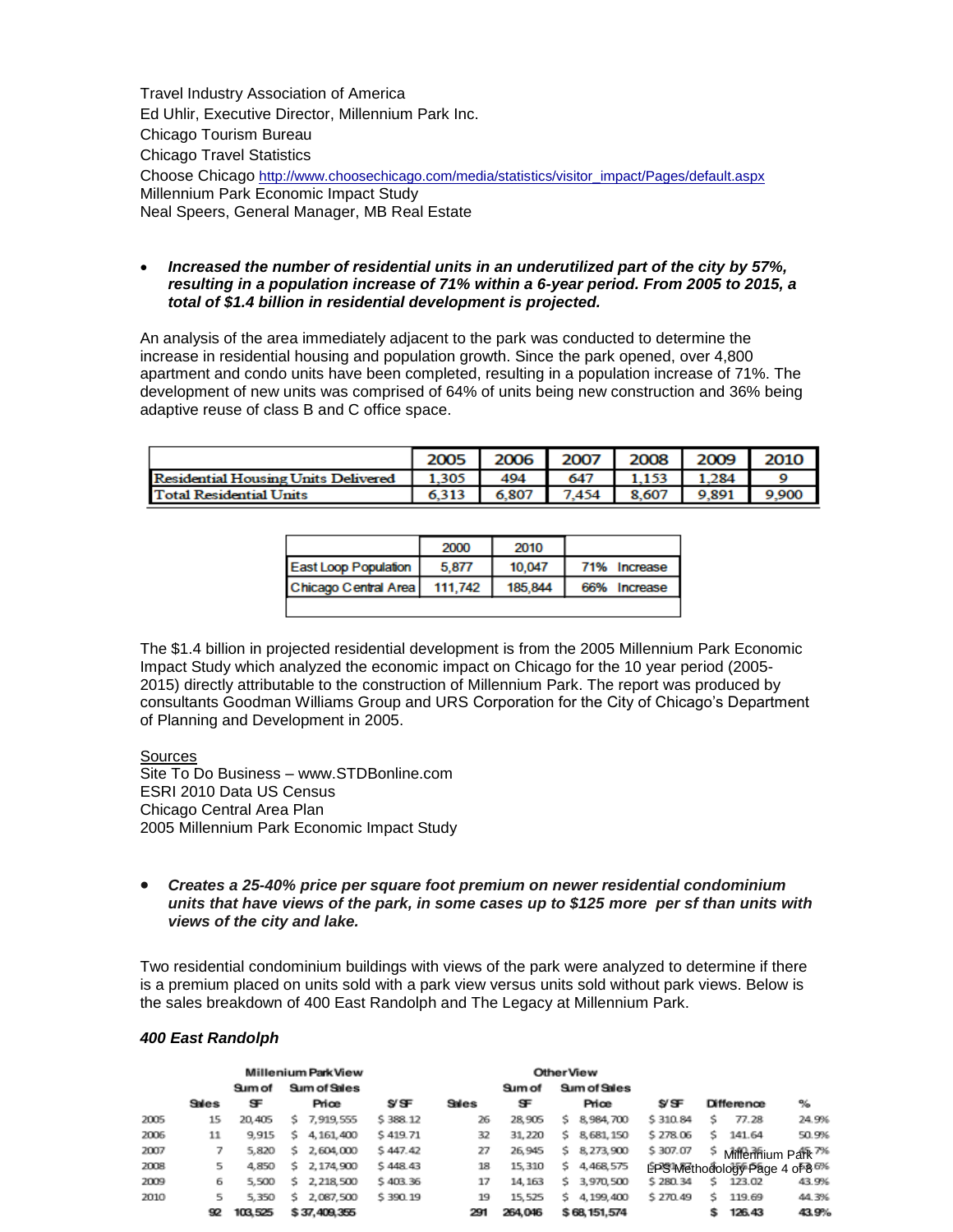Travel Industry Association of America
Ed Uhlir, Executive Director, Millennium Park Inc.
Chicago Tourism Bureau
Chicago Travel Statistics
Choose Chicago http://www.choosechicago.com/media/statistics/visitor_impact/Pages/default.aspx
Millennium Park Economic Impact Study
Neal Speers, General Manager, MB Real Estate

- ***Increased the number of residential units in an underutilized part of the city by 57%, resulting in a population increase of 71% within a 6-year period. From 2005 to 2015, a total of $1.4 billion in residential development is projected.***

An analysis of the area immediately adjacent to the park was conducted to determine the increase in residential housing and population growth. Since the park opened, over 4,800 apartment and condo units have been completed, resulting in a population increase of 71%. The development of new units was comprised of 64% of units being new construction and 36% being adaptive reuse of class B and C office space.

| | 2005 | 2006 | 2007 | 2008 | 2009 | 2010 |
|---|---|---|---|---|---|---|
| Residential Housing Units Delivered | 1,305 | 494 | 647 | 1,153 | 1,284 | 9 |
| Total Residential Units | 6,313 | 6,807 | 7,454 | 8,607 | 9,891 | 9,900 |

| | 2000 | 2010 | |
|---|---|---|---|
| East Loop Population | 5,877 | 10,047 | 71% Increase |
| Chicago Central Area | 111,742 | 185,844 | 66% Increase |

The $1.4 billion in projected residential development is from the 2005 Millennium Park Economic Impact Study which analyzed the economic impact on Chicago for the 10 year period (2005-2015) directly attributable to the construction of Millennium Park. The report was produced by consultants Goodman Williams Group and URS Corporation for the City of Chicago's Department of Planning and Development in 2005.

Sources
Site To Do Business – www.STDBonline.com
ESRI 2010 Data US Census
Chicago Central Area Plan
2005 Millennium Park Economic Impact Study

- ***Creates a 25-40% price per square foot premium on newer residential condominium units that have views of the park, in some cases up to $125 more per sf than units with views of the city and lake.***

Two residential condominium buildings with views of the park were analyzed to determine if there is a premium placed on units sold with a park view versus units sold without park views. Below is the sales breakdown of 400 East Randolph and The Legacy at Millennium Park.

***400 East Randolph***

| | Millenium Park View | | | | Other View | | | | | |
|---|---|---|---|---|---|---|---|---|---|---|
| | Sales | Sum of SF | Sum of Sales Price | $/SF | Sales | Sum of SF | Sum of Sales Price | $/SF | Difference | % |
| 2005 | 15 | 20,405 | $ 7,919,555 | $ 388.12 | 26 | 28,905 | $ 8,984,700 | $ 310.84 | $ 77.28 | 24.9% |
| 2006 | 11 | 9,915 | $ 4,161,400 | $ 419.71 | 32 | 31,220 | $ 8,681,150 | $ 278.06 | $ 141.64 | 50.9% |
| 2007 | 7 | 5,820 | $ 2,604,000 | $ 447.42 | 27 | 26,945 | $ 8,273,900 | $ 307.07 | $ 140.35 | 45.7% |
| 2008 | 5 | 4,850 | $ 2,174,900 | $ 448.43 | 18 | 15,310 | $ 4,468,575 | $ 291.87 | $ 156.56 | 53.6% |
| 2009 | 6 | 5,500 | $ 2,218,500 | $ 403.36 | 17 | 14,163 | $ 3,970,500 | $ 280.34 | $ 123.02 | 43.9% |
| 2010 | 5 | 5,350 | $ 2,087,500 | $ 390.19 | 19 | 15,525 | $ 4,199,400 | $ 270.49 | $ 119.69 | 44.3% |
| | 92 | 103,525 | $ 37,409,355 | | 291 | 264,046 | $ 68,151,574 | | $ 126.43 | 43.9% |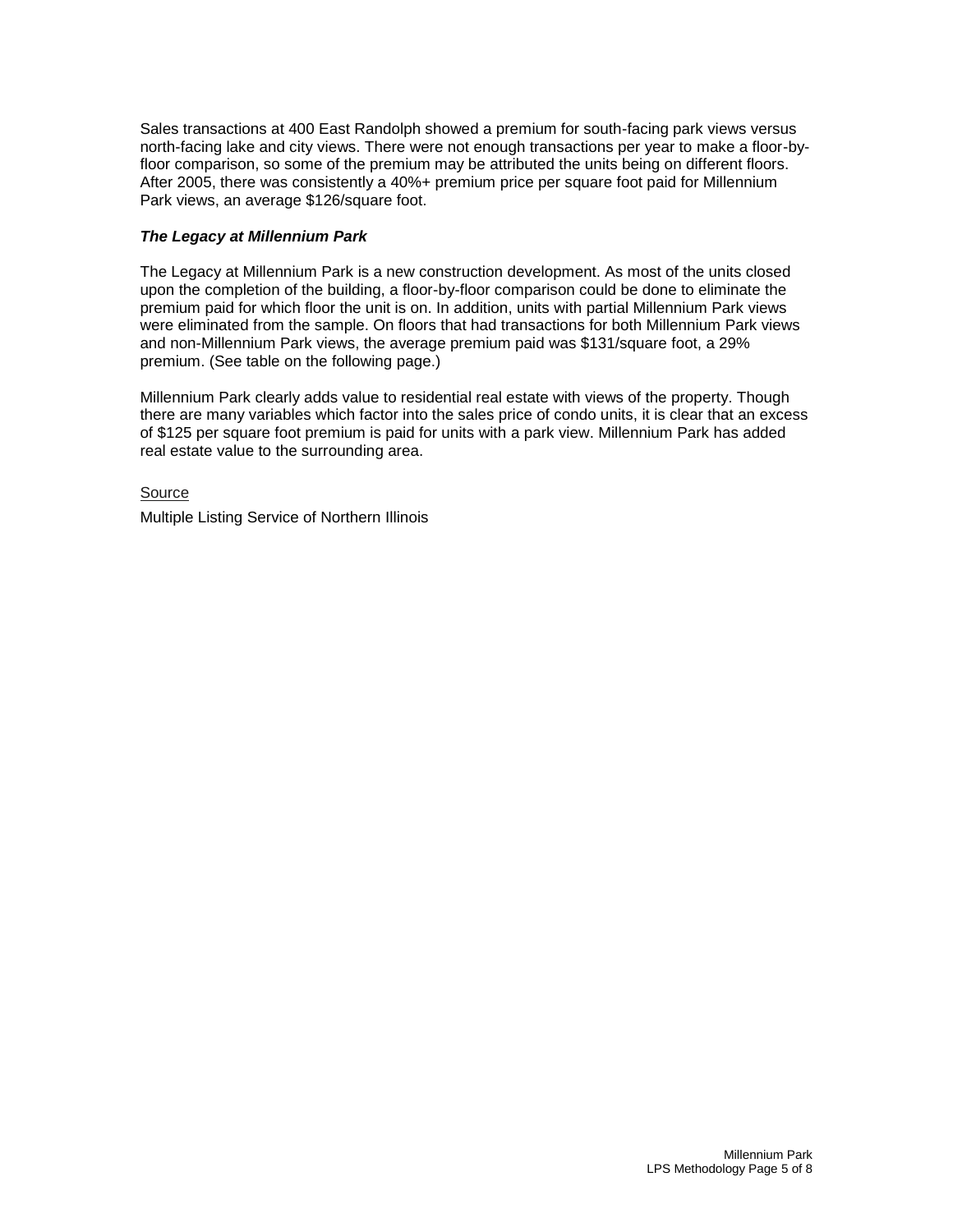Sales transactions at 400 East Randolph showed a premium for south-facing park views versus north-facing lake and city views. There were not enough transactions per year to make a floor-by-floor comparison, so some of the premium may be attributed the units being on different floors. After 2005, there was consistently a 40%+ premium price per square foot paid for Millennium Park views, an average $126/square foot.

### *The Legacy at Millennium Park*

The Legacy at Millennium Park is a new construction development. As most of the units closed upon the completion of the building, a floor-by-floor comparison could be done to eliminate the premium paid for which floor the unit is on. In addition, units with partial Millennium Park views were eliminated from the sample. On floors that had transactions for both Millennium Park views and non-Millennium Park views, the average premium paid was $131/square foot, a 29% premium. (See table on the following page.)

Millennium Park clearly adds value to residential real estate with views of the property. Though there are many variables which factor into the sales price of condo units, it is clear that an excess of $125 per square foot premium is paid for units with a park view. Millennium Park has added real estate value to the surrounding area.

Source

Multiple Listing Service of Northern Illinois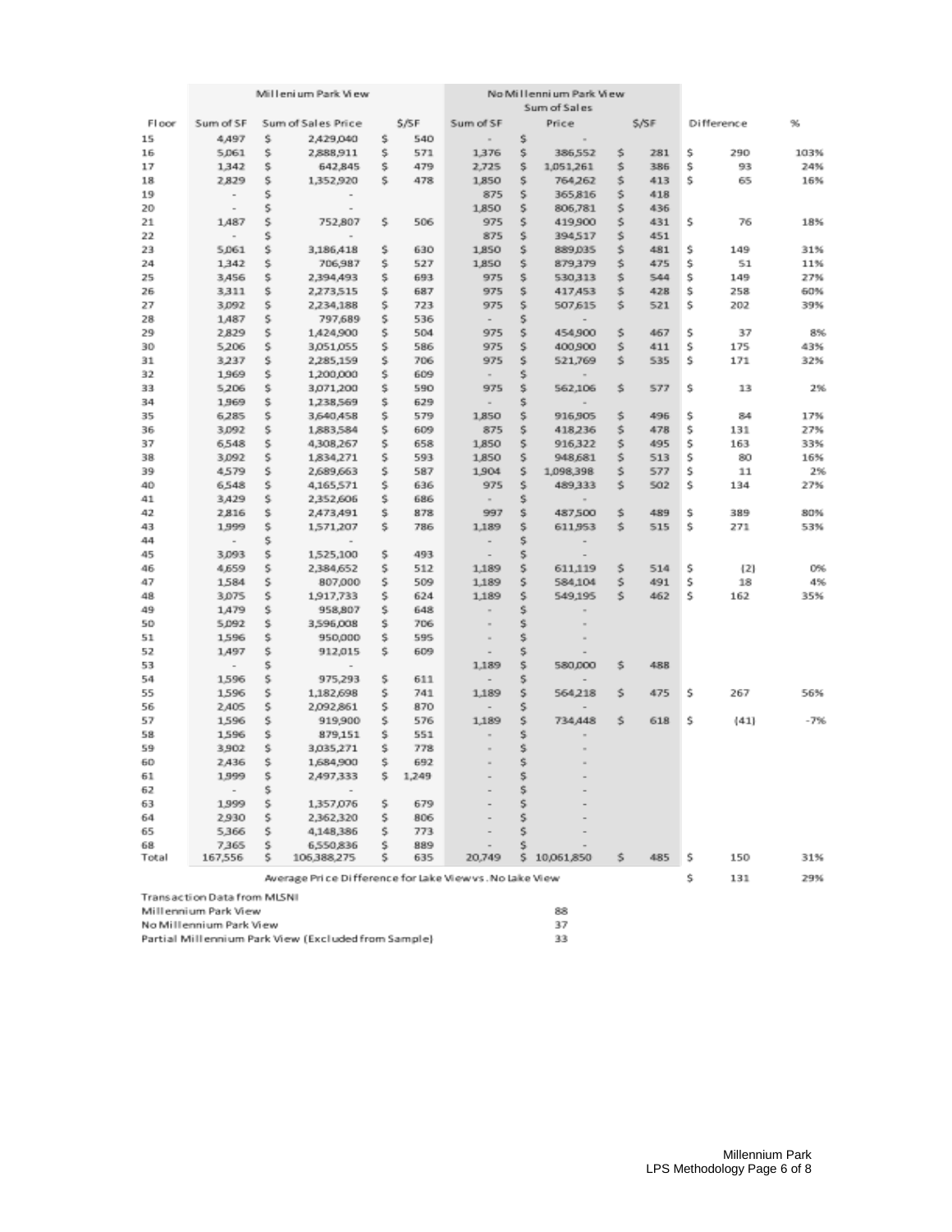| | Millenium Park View | | | No Millennium Park View | | | | |
|---|---|---|---|---|---|---|---|---|
| Floor | Sum of SF | Sum of Sales Price | $/SF | Sum of SF | Sum of Sales Price | $/SF | Difference | % |
| 15 | 4,497 | $ 2,429,040 | $ 540 | - | $ - | | | |
| 16 | 5,061 | $ 2,888,911 | $ 571 | 1,376 | $ 386,552 | $ 281 | $ 290 | 103% |
| 17 | 1,342 | $ 642,845 | $ 479 | 2,725 | $ 1,051,261 | $ 386 | $ 93 | 24% |
| 18 | 2,829 | $ 1,352,920 | $ 478 | 1,850 | $ 764,262 | $ 413 | $ 65 | 16% |
| 19 | - | $ - | | 875 | $ 365,816 | $ 418 | | |
| 20 | - | $ - | | 1,850 | $ 806,781 | $ 436 | | |
| 21 | 1,487 | $ 752,807 | $ 506 | 975 | $ 419,900 | $ 431 | $ 76 | 18% |
| 22 | - | $ - | | 875 | $ 394,517 | $ 451 | | |
| 23 | 5,061 | $ 3,186,418 | $ 630 | 1,850 | $ 889,035 | $ 481 | $ 149 | 31% |
| 24 | 1,342 | $ 706,987 | $ 527 | 1,850 | $ 879,379 | $ 475 | $ 51 | 11% |
| 25 | 3,456 | $ 2,394,493 | $ 693 | 975 | $ 530,313 | $ 544 | $ 149 | 27% |
| 26 | 3,311 | $ 2,273,515 | $ 687 | 975 | $ 417,453 | $ 428 | $ 258 | 60% |
| 27 | 3,092 | $ 2,234,188 | $ 723 | 975 | $ 507,615 | $ 521 | $ 202 | 39% |
| 28 | 1,487 | $ 797,689 | $ 536 | - | $ - | | | |
| 29 | 2,829 | $ 1,424,900 | $ 504 | 975 | $ 454,900 | $ 467 | $ 37 | 8% |
| 30 | 5,206 | $ 3,051,055 | $ 586 | 975 | $ 400,900 | $ 411 | $ 175 | 43% |
| 31 | 3,237 | $ 2,285,159 | $ 706 | 975 | $ 521,769 | $ 535 | $ 171 | 32% |
| 32 | 1,969 | $ 1,200,000 | $ 609 | - | $ - | | | |
| 33 | 5,206 | $ 3,071,200 | $ 590 | 975 | $ 562,106 | $ 577 | $ 13 | 2% |
| 34 | 1,969 | $ 1,238,569 | $ 629 | - | $ - | | | |
| 35 | 6,285 | $ 3,640,458 | $ 579 | 1,850 | $ 916,905 | $ 496 | $ 84 | 17% |
| 36 | 3,092 | $ 1,883,584 | $ 609 | 875 | $ 418,236 | $ 478 | $ 131 | 27% |
| 37 | 6,548 | $ 4,308,267 | $ 658 | 1,850 | $ 916,322 | $ 495 | $ 163 | 33% |
| 38 | 3,092 | $ 1,834,271 | $ 593 | 1,850 | $ 948,681 | $ 513 | $ 80 | 16% |
| 39 | 4,579 | $ 2,689,663 | $ 587 | 1,904 | $ 1,098,398 | $ 577 | $ 11 | 2% |
| 40 | 6,548 | $ 4,165,571 | $ 636 | 975 | $ 489,333 | $ 502 | $ 134 | 27% |
| 41 | 3,429 | $ 2,352,606 | $ 686 | - | $ - | | | |
| 42 | 2,816 | $ 2,473,491 | $ 878 | 997 | $ 487,500 | $ 489 | $ 389 | 80% |
| 43 | 1,999 | $ 1,571,207 | $ 786 | 1,189 | $ 611,953 | $ 515 | $ 271 | 53% |
| 44 | - | $ - | | - | $ - | | | |
| 45 | 3,093 | $ 1,525,100 | $ 493 | - | $ - | | | |
| 46 | 4,659 | $ 2,384,652 | $ 512 | 1,189 | $ 611,119 | $ 514 | $ (2) | 0% |
| 47 | 1,584 | $ 807,000 | $ 509 | 1,189 | $ 584,104 | $ 491 | $ 18 | 4% |
| 48 | 3,075 | $ 1,917,733 | $ 624 | 1,189 | $ 549,195 | $ 462 | $ 162 | 35% |
| 49 | 1,479 | $ 958,807 | $ 648 | - | $ - | | | |
| 50 | 5,092 | $ 3,596,008 | $ 706 | - | $ - | | | |
| 51 | 1,596 | $ 950,000 | $ 595 | - | $ - | | | |
| 52 | 1,497 | $ 912,015 | $ 609 | - | $ - | | | |
| 53 | - | $ - | | 1,189 | $ 580,000 | $ 488 | | |
| 54 | 1,596 | $ 975,293 | $ 611 | - | $ - | | | |
| 55 | 1,596 | $ 1,182,698 | $ 741 | 1,189 | $ 564,218 | $ 475 | $ 267 | 56% |
| 56 | 2,405 | $ 2,092,861 | $ 870 | - | $ - | | | |
| 57 | 1,596 | $ 919,900 | $ 576 | 1,189 | $ 734,448 | $ 618 | $ (41) | -7% |
| 58 | 1,596 | $ 879,151 | $ 551 | - | $ - | | | |
| 59 | 3,902 | $ 3,035,271 | $ 778 | - | $ - | | | |
| 60 | 2,436 | $ 1,684,900 | $ 692 | - | $ - | | | |
| 61 | 1,999 | $ 2,497,333 | $ 1,249 | - | $ - | | | |
| 62 | - | $ - | | - | $ - | | | |
| 63 | 1,999 | $ 1,357,076 | $ 679 | - | $ - | | | |
| 64 | 2,930 | $ 2,362,320 | $ 806 | - | $ - | | | |
| 65 | 5,366 | $ 4,148,386 | $ 773 | - | $ - | | | |
| 68 | 7,365 | $ 6,550,836 | $ 889 | - | $ - | | | |
| Total | 167,556 | $ 106,388,275 | $ 635 | 20,749 | $ 10,061,850 | $ 485 | $ 150 | 31% |
| | Average Price Difference for Lake View vs. No Lake View | | | | | | $ 131 | 29% |

Transaction Data from MLSNI

| | |
|---|---|
| Millennium Park View | 88 |
| No Millennium Park View | 37 |
| Partial Millennium Park View (Excluded from Sample) | 33 |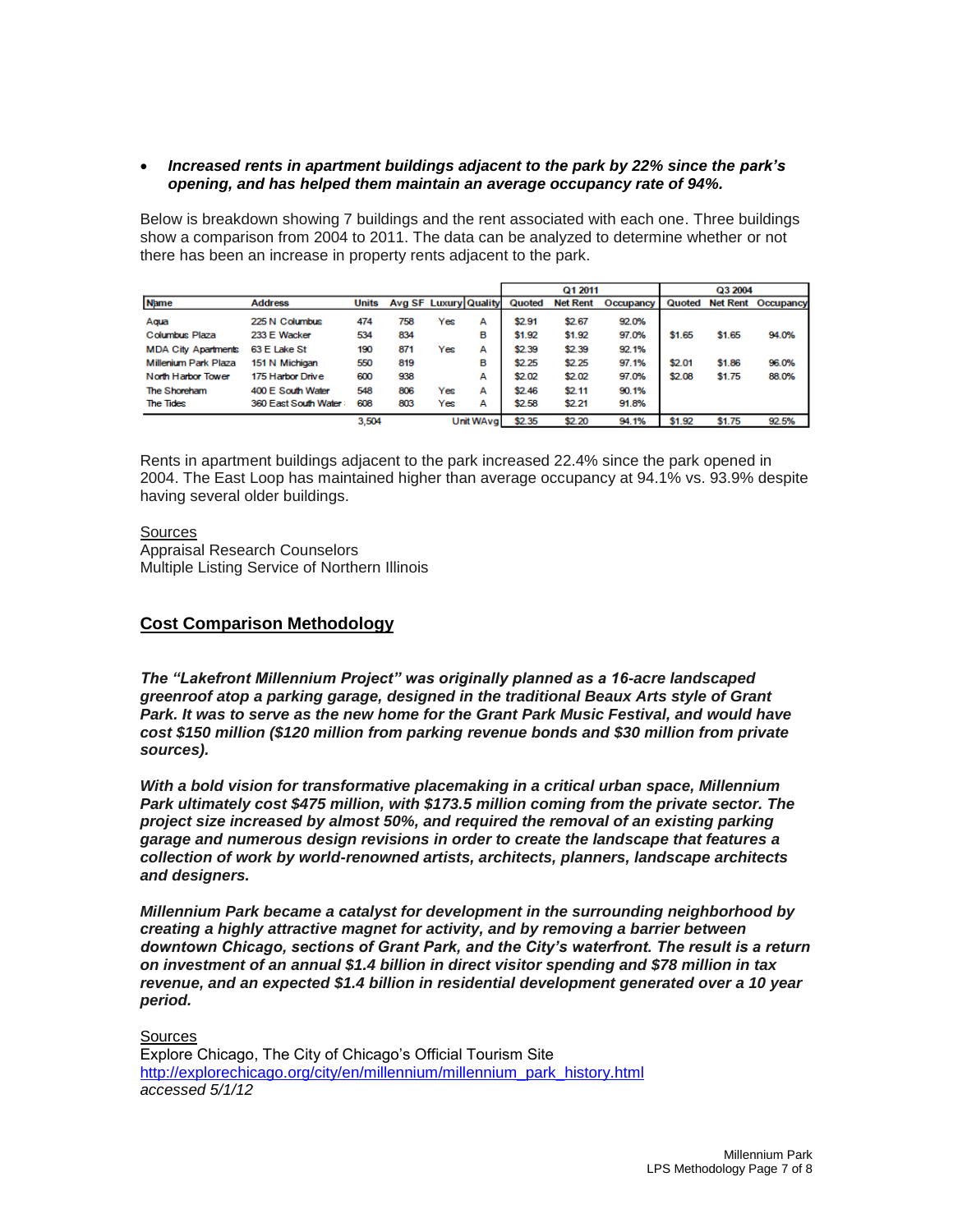- ***Increased rents in apartment buildings adjacent to the park by 22% since the park's opening, and has helped them maintain an average occupancy rate of 94%.***

Below is breakdown showing 7 buildings and the rent associated with each one. Three buildings show a comparison from 2004 to 2011. The data can be analyzed to determine whether or not there has been an increase in property rents adjacent to the park.

| | | | | | | Q1 2011 | | | Q3 2004 | | |
|---|---|---|---|---|---|---|---|---|---|---|---|
| Name | Address | Units | Avg SF | Luxury | Quality | Quoted | Net Rent | Occupancy | Quoted | Net Rent | Occupancy |
| Aqua | 225 N Columbus | 474 | 758 | Yes | A | $2.91 | $2.67 | 92.0% | | | |
| Columbus Plaza | 233 E Wacker | 534 | 834 | | B | $1.92 | $1.92 | 97.0% | $1.65 | $1.65 | 94.0% |
| MDA City Apartments | 63 E Lake St | 190 | 871 | Yes | A | $2.39 | $2.39 | 92.1% | | | |
| Millenium Park Plaza | 151 N Michigan | 550 | 819 | | B | $2.25 | $2.25 | 97.1% | $2.01 | $1.86 | 96.0% |
| North Harbor Tower | 175 Harbor Drive | 600 | 938 | | A | $2.02 | $2.02 | 97.0% | $2.08 | $1.75 | 88.0% |
| The Shoreham | 400 E South Water | 548 | 806 | Yes | A | $2.46 | $2.11 | 90.1% | | | |
| The Tides | 360 East South Water | 608 | 803 | Yes | A | $2.58 | $2.21 | 91.8% | | | |
| | | 3,504 | | | Unit WAvg | $2.35 | $2.20 | 94.1% | $1.92 | $1.75 | 92.5% |

Rents in apartment buildings adjacent to the park increased 22.4% since the park opened in 2004. The East Loop has maintained higher than average occupancy at 94.1% vs. 93.9% despite having several older buildings.

Sources
Appraisal Research Counselors
Multiple Listing Service of Northern Illinois

## Cost Comparison Methodology

***The "Lakefront Millennium Project" was originally planned as a 16-acre landscaped greenroof atop a parking garage, designed in the traditional Beaux Arts style of Grant Park. It was to serve as the new home for the Grant Park Music Festival, and would have cost $150 million ($120 million from parking revenue bonds and $30 million from private sources).***

***With a bold vision for transformative placemaking in a critical urban space, Millennium Park ultimately cost $475 million, with $173.5 million coming from the private sector. The project size increased by almost 50%, and required the removal of an existing parking garage and numerous design revisions in order to create the landscape that features a collection of work by world-renowned artists, architects, planners, landscape architects and designers.***

***Millennium Park became a catalyst for development in the surrounding neighborhood by creating a highly attractive magnet for activity, and by removing a barrier between downtown Chicago, sections of Grant Park, and the City's waterfront. The result is a return on investment of an annual $1.4 billion in direct visitor spending and $78 million in tax revenue, and an expected $1.4 billion in residential development generated over a 10 year period.***

Sources
Explore Chicago, The City of Chicago's Official Tourism Site
http://explorechicago.org/city/en/millennium/millennium_park_history.html
*accessed 5/1/12*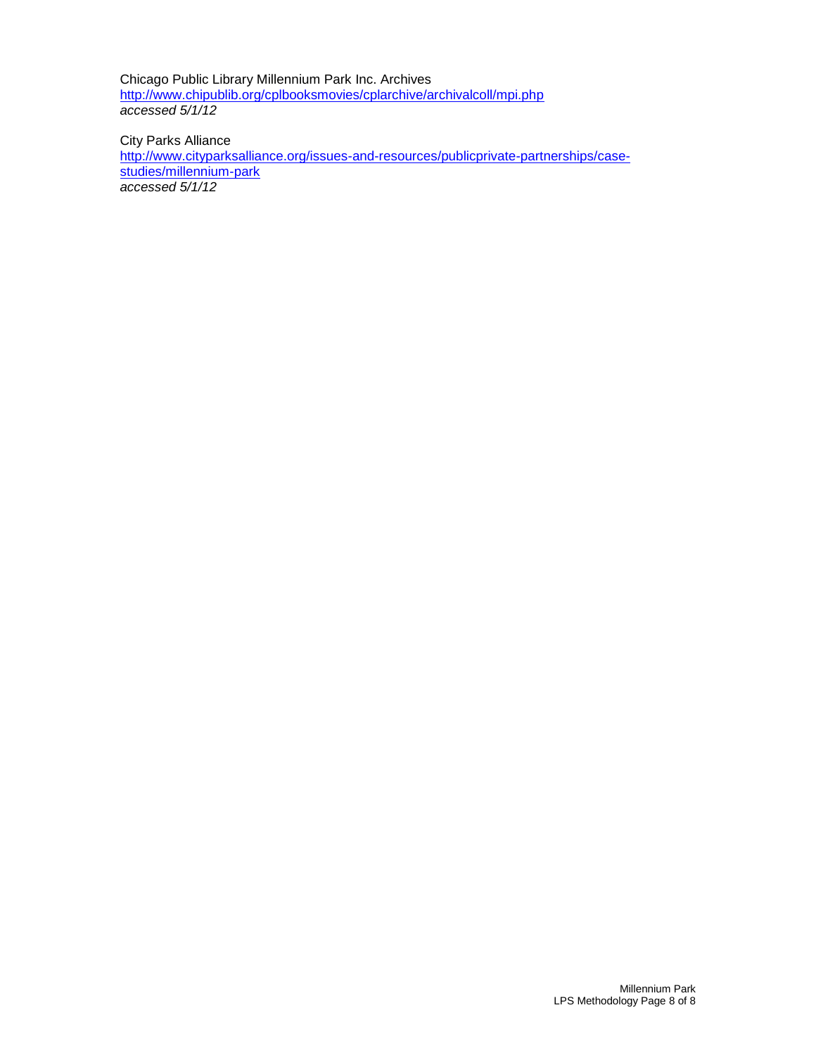Chicago Public Library Millennium Park Inc. Archives
http://www.chipublib.org/cplbooksmovies/cplarchive/archivalcoll/mpi.php
*accessed 5/1/12*

City Parks Alliance
http://www.cityparksalliance.org/issues-and-resources/publicprivate-partnerships/case-studies/millennium-park
*accessed 5/1/12*